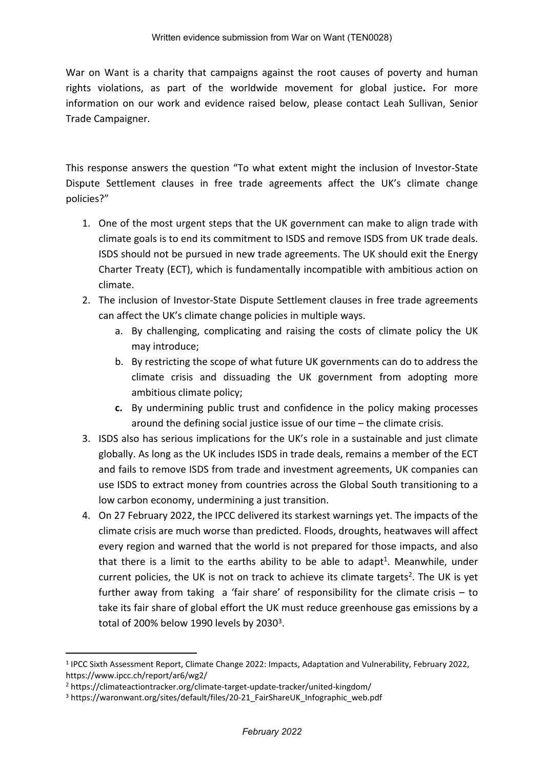Written evidence submission from War on Want (TEN0028)

War on Want is a charity that campaigns against the root causes of poverty and human rights violations, as part of the worldwide movement for global justice**.** For more information on our work and evidence raised below, please contact Leah Sullivan, Senior Trade Campaigner.

This response answers the question "To what extent might the inclusion of Investor-State Dispute Settlement clauses in free trade agreements affect the UK's climate change policies?"

1. One of the most urgent steps that the UK government can make to align trade with climate goals is to end its commitment to ISDS and remove ISDS from UK trade deals. ISDS should not be pursued in new trade agreements. The UK should exit the Energy Charter Treaty (ECT), which is fundamentally incompatible with ambitious action on climate.
2. The inclusion of Investor-State Dispute Settlement clauses in free trade agreements can affect the UK's climate change policies in multiple ways.
   a. By challenging, complicating and raising the costs of climate policy the UK may introduce;
   b. By restricting the scope of what future UK governments can do to address the climate crisis and dissuading the UK government from adopting more ambitious climate policy;
   **c.** By undermining public trust and confidence in the policy making processes around the defining social justice issue of our time – the climate crisis.
3. ISDS also has serious implications for the UK's role in a sustainable and just climate globally. As long as the UK includes ISDS in trade deals, remains a member of the ECT and fails to remove ISDS from trade and investment agreements, UK companies can use ISDS to extract money from countries across the Global South transitioning to a low carbon economy, undermining a just transition.
4. On 27 February 2022, the IPCC delivered its starkest warnings yet. The impacts of the climate crisis are much worse than predicted. Floods, droughts, heatwaves will affect every region and warned that the world is not prepared for those impacts, and also that there is a limit to the earths ability to be able to adapt[1]. Meanwhile, under current policies, the UK is not on track to achieve its climate targets[2]. The UK is yet further away from taking a 'fair share' of responsibility for the climate crisis – to take its fair share of global effort the UK must reduce greenhouse gas emissions by a total of 200% below 1990 levels by 2030[3].

---

[1] IPCC Sixth Assessment Report, Climate Change 2022: Impacts, Adaptation and Vulnerability, February 2022, https://www.ipcc.ch/report/ar6/wg2/

[2] https://climateactiontracker.org/climate-target-update-tracker/united-kingdom/

[3] https://waronwant.org/sites/default/files/20-21_FairShareUK_Infographic_web.pdf

*February 2022*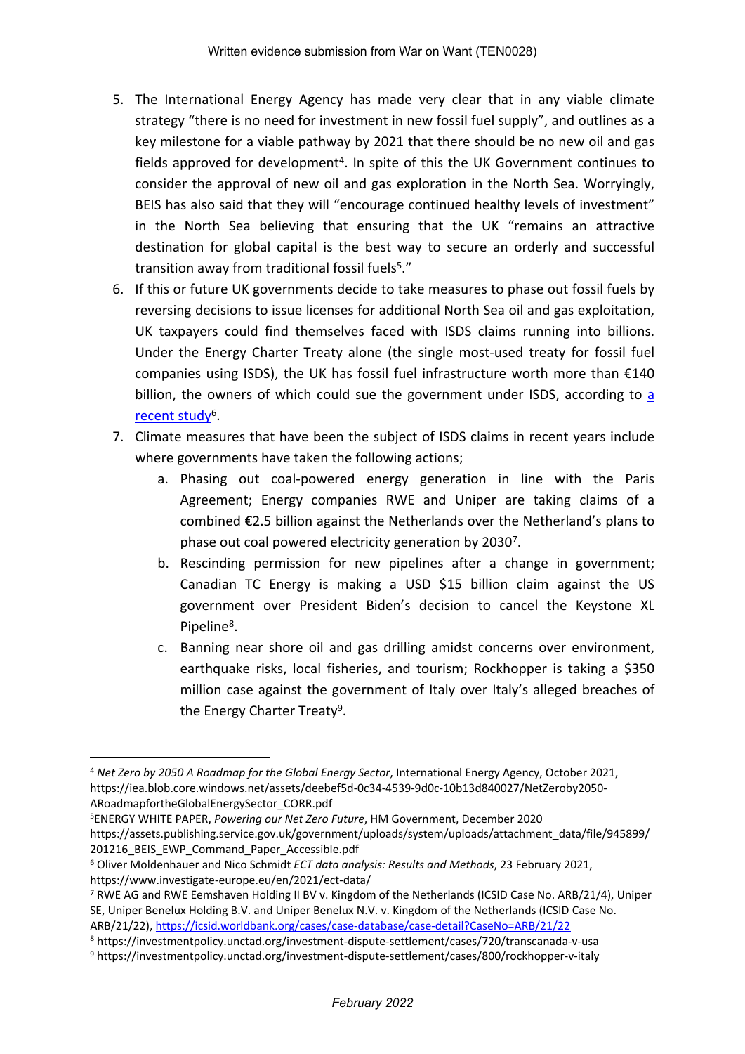5. The International Energy Agency has made very clear that in any viable climate strategy "there is no need for investment in new fossil fuel supply", and outlines as a key milestone for a viable pathway by 2021 that there should be no new oil and gas fields approved for development[4]. In spite of this the UK Government continues to consider the approval of new oil and gas exploration in the North Sea. Worryingly, BEIS has also said that they will "encourage continued healthy levels of investment" in the North Sea believing that ensuring that the UK "remains an attractive destination for global capital is the best way to secure an orderly and successful transition away from traditional fossil fuels[5]."
6. If this or future UK governments decide to take measures to phase out fossil fuels by reversing decisions to issue licenses for additional North Sea oil and gas exploitation, UK taxpayers could find themselves faced with ISDS claims running into billions. Under the Energy Charter Treaty alone (the single most-used treaty for fossil fuel companies using ISDS), the UK has fossil fuel infrastructure worth more than €140 billion, the owners of which could sue the government under ISDS, according to [a recent study](https://www.investigate-europe.eu/en/2021/ect-data/)[6].
7. Climate measures that have been the subject of ISDS claims in recent years include where governments have taken the following actions;
    a. Phasing out coal-powered energy generation in line with the Paris Agreement; Energy companies RWE and Uniper are taking claims of a combined €2.5 billion against the Netherlands over the Netherland's plans to phase out coal powered electricity generation by 2030[7].
    b. Rescinding permission for new pipelines after a change in government; Canadian TC Energy is making a USD $15 billion claim against the US government over President Biden's decision to cancel the Keystone XL Pipeline[8].
    c. Banning near shore oil and gas drilling amidst concerns over environment, earthquake risks, local fisheries, and tourism; Rockhopper is taking a $350 million case against the government of Italy over Italy's alleged breaches of the Energy Charter Treaty[9].

---

[4] *Net Zero by 2050 A Roadmap for the Global Energy Sector*, International Energy Agency, October 2021, https://iea.blob.core.windows.net/assets/deebef5d-0c34-4539-9d0c-10b13d840027/NetZeroby2050-ARoadmapfortheGlobalEnergySector_CORR.pdf

[5] ENERGY WHITE PAPER, *Powering our Net Zero Future*, HM Government, December 2020 https://assets.publishing.service.gov.uk/government/uploads/system/uploads/attachment_data/file/945899/201216_BEIS_EWP_Command_Paper_Accessible.pdf

[6] Oliver Moldenhauer and Nico Schmidt *ECT data analysis: Results and Methods*, 23 February 2021, https://www.investigate-europe.eu/en/2021/ect-data/

[7] RWE AG and RWE Eemshaven Holding II BV v. Kingdom of the Netherlands (ICSID Case No. ARB/21/4), Uniper SE, Uniper Benelux Holding B.V. and Uniper Benelux N.V. v. Kingdom of the Netherlands (ICSID Case No. ARB/21/22), https://icsid.worldbank.org/cases/case-database/case-detail?CaseNo=ARB/21/22

[8] https://investmentpolicy.unctad.org/investment-dispute-settlement/cases/720/transcanada-v-usa

[9] https://investmentpolicy.unctad.org/investment-dispute-settlement/cases/800/rockhopper-v-italy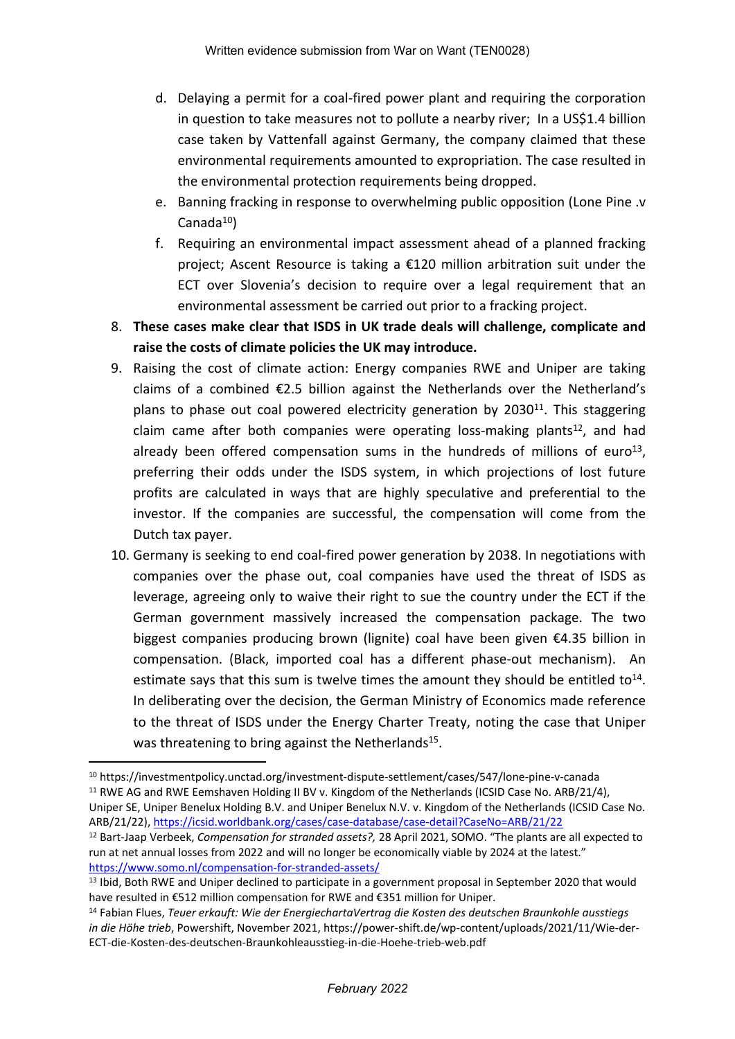d. Delaying a permit for a coal-fired power plant and requiring the corporation in question to take measures not to pollute a nearby river; In a US$1.4 billion case taken by Vattenfall against Germany, the company claimed that these environmental requirements amounted to expropriation. The case resulted in the environmental protection requirements being dropped.

e. Banning fracking in response to overwhelming public opposition (Lone Pine .v Canada[10])

f. Requiring an environmental impact assessment ahead of a planned fracking project; Ascent Resource is taking a €120 million arbitration suit under the ECT over Slovenia's decision to require over a legal requirement that an environmental assessment be carried out prior to a fracking project.

8. **These cases make clear that ISDS in UK trade deals will challenge, complicate and raise the costs of climate policies the UK may introduce.**

9. Raising the cost of climate action: Energy companies RWE and Uniper are taking claims of a combined €2.5 billion against the Netherlands over the Netherland's plans to phase out coal powered electricity generation by 2030[11]. This staggering claim came after both companies were operating loss-making plants[12], and had already been offered compensation sums in the hundreds of millions of euro[13], preferring their odds under the ISDS system, in which projections of lost future profits are calculated in ways that are highly speculative and preferential to the investor. If the companies are successful, the compensation will come from the Dutch tax payer.

10. Germany is seeking to end coal-fired power generation by 2038. In negotiations with companies over the phase out, coal companies have used the threat of ISDS as leverage, agreeing only to waive their right to sue the country under the ECT if the German government massively increased the compensation package. The two biggest companies producing brown (lignite) coal have been given €4.35 billion in compensation. (Black, imported coal has a different phase-out mechanism). An estimate says that this sum is twelve times the amount they should be entitled to[14]. In deliberating over the decision, the German Ministry of Economics made reference to the threat of ISDS under the Energy Charter Treaty, noting the case that Uniper was threatening to bring against the Netherlands[15].

---

[10] https://investmentpolicy.unctad.org/investment-dispute-settlement/cases/547/lone-pine-v-canada

[11] RWE AG and RWE Eemshaven Holding II BV v. Kingdom of the Netherlands (ICSID Case No. ARB/21/4), Uniper SE, Uniper Benelux Holding B.V. and Uniper Benelux N.V. v. Kingdom of the Netherlands (ICSID Case No. ARB/21/22), https://icsid.worldbank.org/cases/case-database/case-detail?CaseNo=ARB/21/22

[12] Bart-Jaap Verbeek, *Compensation for stranded assets?,* 28 April 2021, SOMO. "The plants are all expected to run at net annual losses from 2022 and will no longer be economically viable by 2024 at the latest." https://www.somo.nl/compensation-for-stranded-assets/

[13] Ibid, Both RWE and Uniper declined to participate in a government proposal in September 2020 that would have resulted in €512 million compensation for RWE and €351 million for Uniper.

[14] Fabian Flues, *Teuer erkauft: Wie der EnergiechartaVertrag die Kosten des deutschen Braunkohle ausstiegs in die Höhe trieb*, Powershift, November 2021, https://power-shift.de/wp-content/uploads/2021/11/Wie-der-ECT-die-Kosten-des-deutschen-Braunkohleausstieg-in-die-Hoehe-trieb-web.pdf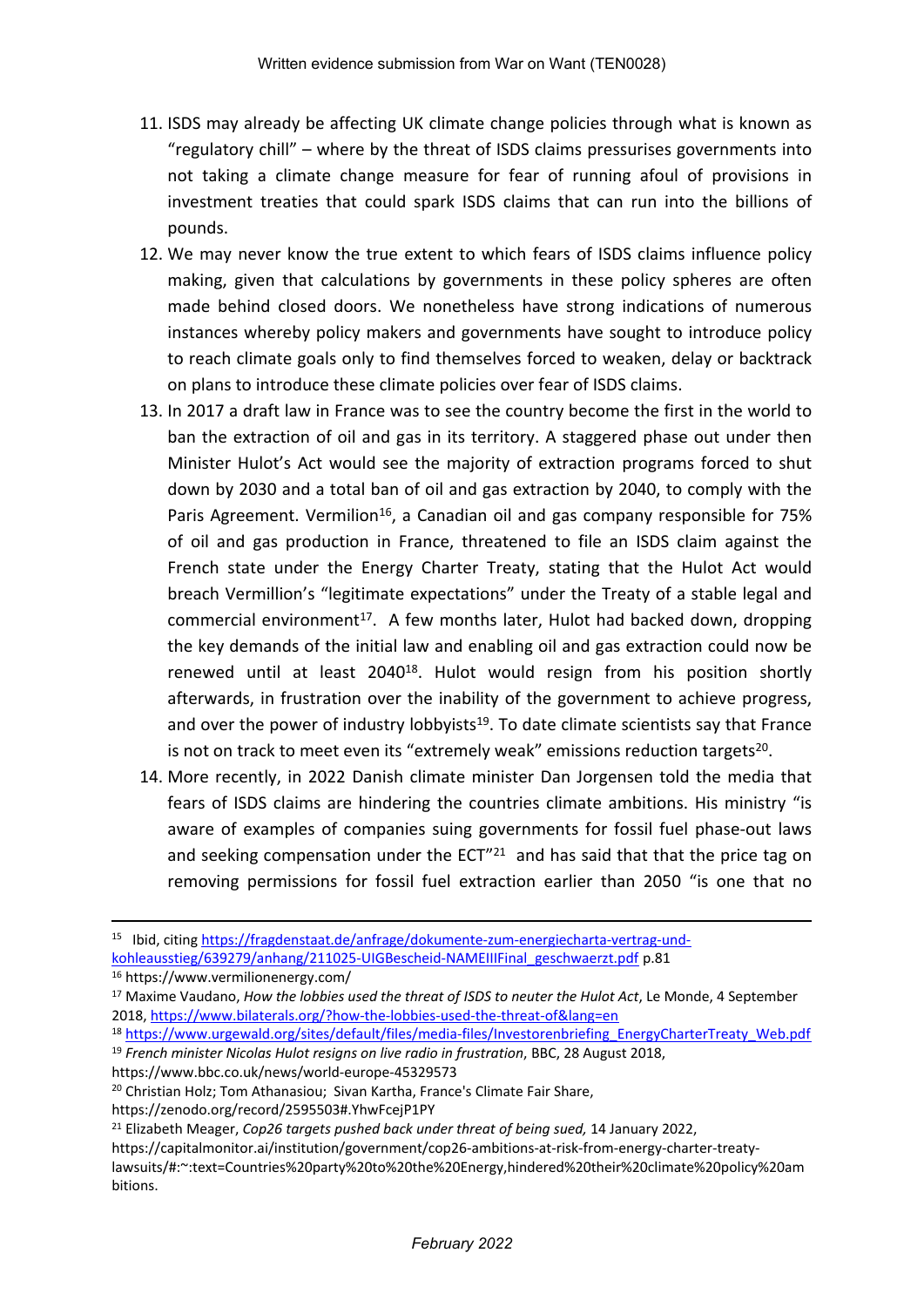11. ISDS may already be affecting UK climate change policies through what is known as "regulatory chill" – where by the threat of ISDS claims pressurises governments into not taking a climate change measure for fear of running afoul of provisions in investment treaties that could spark ISDS claims that can run into the billions of pounds.
12. We may never know the true extent to which fears of ISDS claims influence policy making, given that calculations by governments in these policy spheres are often made behind closed doors. We nonetheless have strong indications of numerous instances whereby policy makers and governments have sought to introduce policy to reach climate goals only to find themselves forced to weaken, delay or backtrack on plans to introduce these climate policies over fear of ISDS claims.
13. In 2017 a draft law in France was to see the country become the first in the world to ban the extraction of oil and gas in its territory. A staggered phase out under then Minister Hulot's Act would see the majority of extraction programs forced to shut down by 2030 and a total ban of oil and gas extraction by 2040, to comply with the Paris Agreement. Vermilion[16], a Canadian oil and gas company responsible for 75% of oil and gas production in France, threatened to file an ISDS claim against the French state under the Energy Charter Treaty, stating that the Hulot Act would breach Vermillion's "legitimate expectations" under the Treaty of a stable legal and commercial environment[17]. A few months later, Hulot had backed down, dropping the key demands of the initial law and enabling oil and gas extraction could now be renewed until at least 2040[18]. Hulot would resign from his position shortly afterwards, in frustration over the inability of the government to achieve progress, and over the power of industry lobbyists[19]. To date climate scientists say that France is not on track to meet even its "extremely weak" emissions reduction targets[20].
14. More recently, in 2022 Danish climate minister Dan Jorgensen told the media that fears of ISDS claims are hindering the countries climate ambitions. His ministry "is aware of examples of companies suing governments for fossil fuel phase-out laws and seeking compensation under the ECT"[21] and has said that that the price tag on removing permissions for fossil fuel extraction earlier than 2050 "is one that no

---

[15] Ibid, citing https://fragdenstaat.de/anfrage/dokumente-zum-energiecharta-vertrag-und-kohleausstieg/639279/anhang/211025-UIGBescheid-NAMEIIIFinal_geschwaerzt.pdf p.81

[16] https://www.vermilionenergy.com/

[17] Maxime Vaudano, *How the lobbies used the threat of ISDS to neuter the Hulot Act*, Le Monde, 4 September 2018, https://www.bilaterals.org/?how-the-lobbies-used-the-threat-of&lang=en

[18] https://www.urgewald.org/sites/default/files/media-files/Investorenbriefing_EnergyCharterTreaty_Web.pdf

[19] *French minister Nicolas Hulot resigns on live radio in frustration*, BBC, 28 August 2018, https://www.bbc.co.uk/news/world-europe-45329573

[20] Christian Holz; Tom Athanasiou; Sivan Kartha, France's Climate Fair Share, https://zenodo.org/record/2595503#.YhwFcejP1PY

[21] Elizabeth Meager, *Cop26 targets pushed back under threat of being sued,* 14 January 2022, https://capitalmonitor.ai/institution/government/cop26-ambitions-at-risk-from-energy-charter-treaty-lawsuits/#:~:text=Countries%20party%20to%20the%20Energy,hindered%20their%20climate%20policy%20ambitions.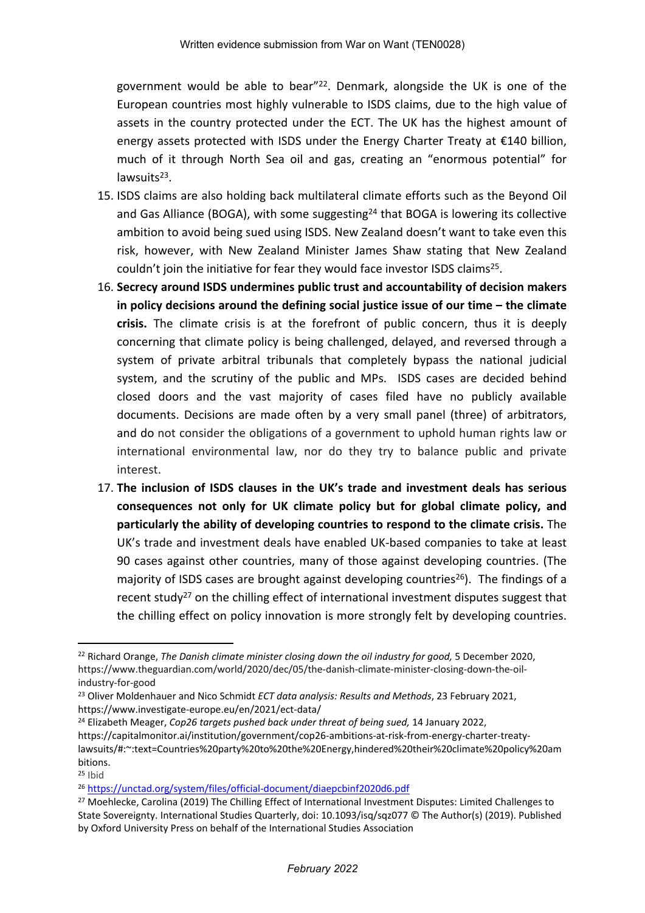government would be able to bear"[22]. Denmark, alongside the UK is one of the European countries most highly vulnerable to ISDS claims, due to the high value of assets in the country protected under the ECT. The UK has the highest amount of energy assets protected with ISDS under the Energy Charter Treaty at €140 billion, much of it through North Sea oil and gas, creating an "enormous potential" for lawsuits[23].

15. ISDS claims are also holding back multilateral climate efforts such as the Beyond Oil and Gas Alliance (BOGA), with some suggesting[24] that BOGA is lowering its collective ambition to avoid being sued using ISDS. New Zealand doesn't want to take even this risk, however, with New Zealand Minister James Shaw stating that New Zealand couldn't join the initiative for fear they would face investor ISDS claims[25].
16. **Secrecy around ISDS undermines public trust and accountability of decision makers in policy decisions around the defining social justice issue of our time – the climate crisis.** The climate crisis is at the forefront of public concern, thus it is deeply concerning that climate policy is being challenged, delayed, and reversed through a system of private arbitral tribunals that completely bypass the national judicial system, and the scrutiny of the public and MPs. ISDS cases are decided behind closed doors and the vast majority of cases filed have no publicly available documents. Decisions are made often by a very small panel (three) of arbitrators, and do not consider the obligations of a government to uphold human rights law or international environmental law, nor do they try to balance public and private interest.
17. **The inclusion of ISDS clauses in the UK's trade and investment deals has serious consequences not only for UK climate policy but for global climate policy, and particularly the ability of developing countries to respond to the climate crisis.** The UK's trade and investment deals have enabled UK-based companies to take at least 90 cases against other countries, many of those against developing countries. (The majority of ISDS cases are brought against developing countries[26]). The findings of a recent study[27] on the chilling effect of international investment disputes suggest that the chilling effect on policy innovation is more strongly felt by developing countries.

---

[22] Richard Orange, *The Danish climate minister closing down the oil industry for good,* 5 December 2020, https://www.theguardian.com/world/2020/dec/05/the-danish-climate-minister-closing-down-the-oil-industry-for-good

[23] Oliver Moldenhauer and Nico Schmidt *ECT data analysis: Results and Methods*, 23 February 2021, https://www.investigate-europe.eu/en/2021/ect-data/

[24] Elizabeth Meager, *Cop26 targets pushed back under threat of being sued,* 14 January 2022, https://capitalmonitor.ai/institution/government/cop26-ambitions-at-risk-from-energy-charter-treaty-lawsuits/#:~:text=Countries%20party%20to%20the%20Energy,hindered%20their%20climate%20policy%20ambitions.

[25] Ibid

[26] https://unctad.org/system/files/official-document/diaepcbinf2020d6.pdf

[27] Moehlecke, Carolina (2019) The Chilling Effect of International Investment Disputes: Limited Challenges to State Sovereignty. International Studies Quarterly, doi: 10.1093/isq/sqz077 © The Author(s) (2019). Published by Oxford University Press on behalf of the International Studies Association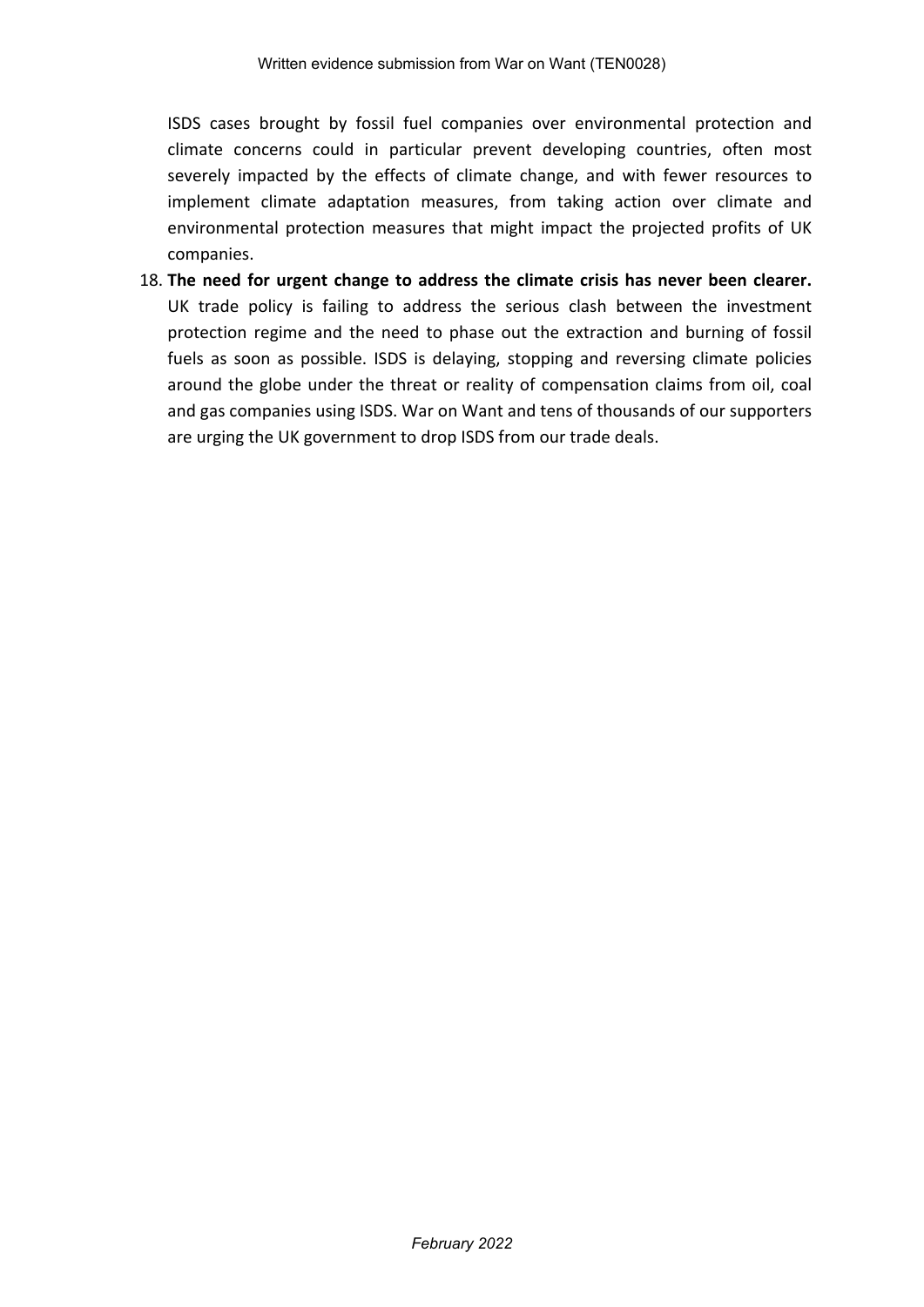ISDS cases brought by fossil fuel companies over environmental protection and climate concerns could in particular prevent developing countries, often most severely impacted by the effects of climate change, and with fewer resources to implement climate adaptation measures, from taking action over climate and environmental protection measures that might impact the projected profits of UK companies.

18. **The need for urgent change to address the climate crisis has never been clearer.** UK trade policy is failing to address the serious clash between the investment protection regime and the need to phase out the extraction and burning of fossil fuels as soon as possible. ISDS is delaying, stopping and reversing climate policies around the globe under the threat or reality of compensation claims from oil, coal and gas companies using ISDS. War on Want and tens of thousands of our supporters are urging the UK government to drop ISDS from our trade deals.

*February 2022*